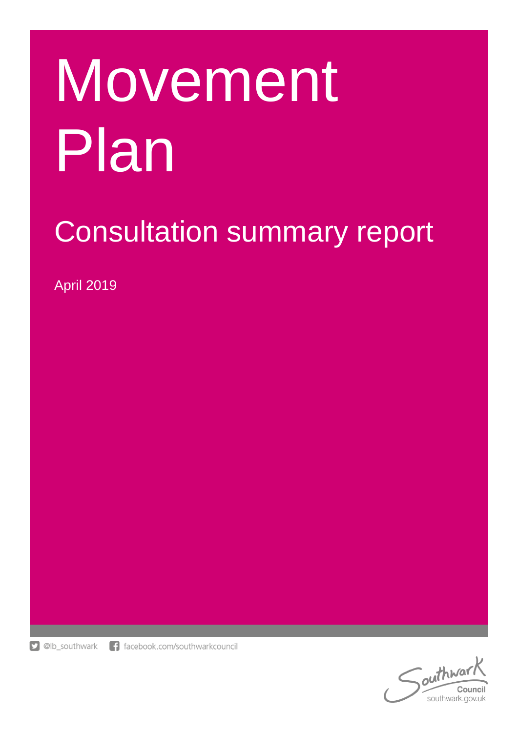# Movement Plan

## Consultation summary report

April 2019

@lb_southwark facebook.com/southwarkcouncil

Southwark Council
southwark.gov.uk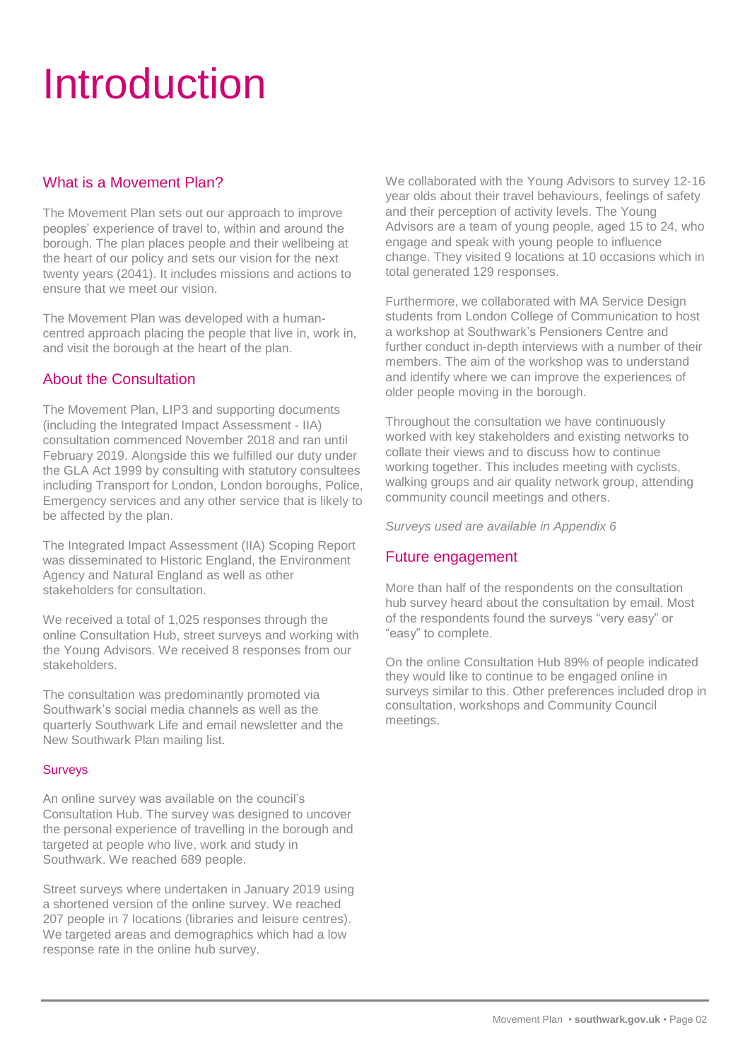# Introduction

## What is a Movement Plan?

The Movement Plan sets out our approach to improve peoples' experience of travel to, within and around the borough. The plan places people and their wellbeing at the heart of our policy and sets our vision for the next twenty years (2041). It includes missions and actions to ensure that we meet our vision.

The Movement Plan was developed with a human-centred approach placing the people that live in, work in, and visit the borough at the heart of the plan.

## About the Consultation

The Movement Plan, LIP3 and supporting documents (including the Integrated Impact Assessment - IIA) consultation commenced November 2018 and ran until February 2019. Alongside this we fulfilled our duty under the GLA Act 1999 by consulting with statutory consultees including Transport for London, London boroughs, Police, Emergency services and any other service that is likely to be affected by the plan.

The Integrated Impact Assessment (IIA) Scoping Report was disseminated to Historic England, the Environment Agency and Natural England as well as other stakeholders for consultation.

We received a total of 1,025 responses through the online Consultation Hub, street surveys and working with the Young Advisors. We received 8 responses from our stakeholders.

The consultation was predominantly promoted via Southwark's social media channels as well as the quarterly Southwark Life and email newsletter and the New Southwark Plan mailing list.

### Surveys

An online survey was available on the council's Consultation Hub. The survey was designed to uncover the personal experience of travelling in the borough and targeted at people who live, work and study in Southwark. We reached 689 people.

Street surveys where undertaken in January 2019 using a shortened version of the online survey. We reached 207 people in 7 locations (libraries and leisure centres). We targeted areas and demographics which had a low response rate in the online hub survey.

We collaborated with the Young Advisors to survey 12-16 year olds about their travel behaviours, feelings of safety and their perception of activity levels. The Young Advisors are a team of young people, aged 15 to 24, who engage and speak with young people to influence change. They visited 9 locations at 10 occasions which in total generated 129 responses.

Furthermore, we collaborated with MA Service Design students from London College of Communication to host a workshop at Southwark's Pensioners Centre and further conduct in-depth interviews with a number of their members. The aim of the workshop was to understand and identify where we can improve the experiences of older people moving in the borough.

Throughout the consultation we have continuously worked with key stakeholders and existing networks to collate their views and to discuss how to continue working together. This includes meeting with cyclists, walking groups and air quality network group, attending community council meetings and others.

*Surveys used are available in Appendix 6*

## Future engagement

More than half of the respondents on the consultation hub survey heard about the consultation by email. Most of the respondents found the surveys "very easy" or "easy" to complete.

On the online Consultation Hub 89% of people indicated they would like to continue to be engaged online in surveys similar to this. Other preferences included drop in consultation, workshops and Community Council meetings.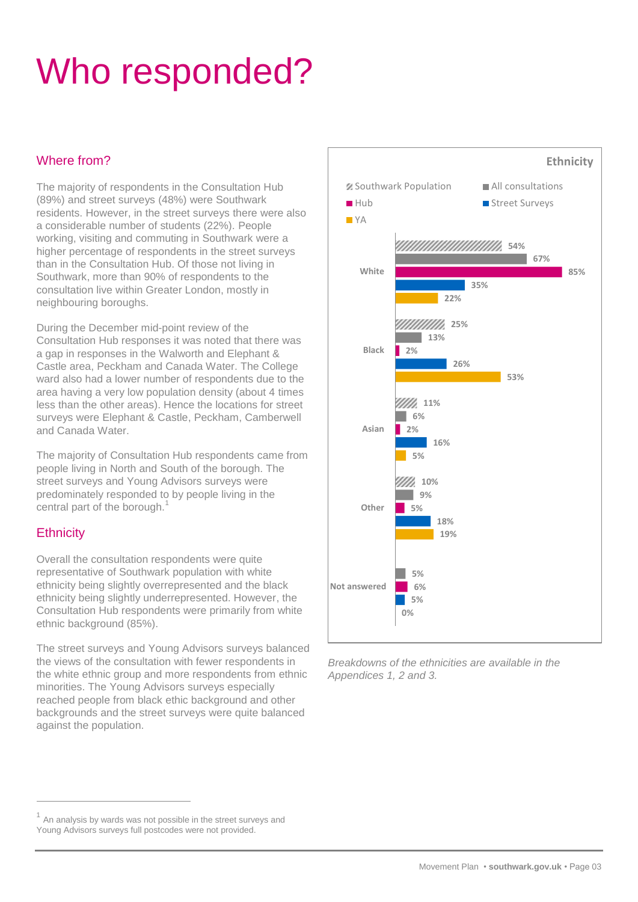# Who responded?

## Where from?

The majority of respondents in the Consultation Hub (89%) and street surveys (48%) were Southwark residents. However, in the street surveys there were also a considerable number of students (22%). People working, visiting and commuting in Southwark were a higher percentage of respondents in the street surveys than in the Consultation Hub. Of those not living in Southwark, more than 90% of respondents to the consultation live within Greater London, mostly in neighbouring boroughs.

During the December mid-point review of the Consultation Hub responses it was noted that there was a gap in responses in the Walworth and Elephant & Castle area, Peckham and Canada Water. The College ward also had a lower number of respondents due to the area having a very low population density (about 4 times less than the other areas). Hence the locations for street surveys were Elephant & Castle, Peckham, Camberwell and Canada Water.

The majority of Consultation Hub respondents came from people living in North and South of the borough. The street surveys and Young Advisors surveys were predominately responded to by people living in the central part of the borough.[1]

## Ethnicity

Overall the consultation respondents were quite representative of Southwark population with white ethnicity being slightly overrepresented and the black ethnicity being slightly underrepresented. However, the Consultation Hub respondents were primarily from white ethnic background (85%).

The street surveys and Young Advisors surveys balanced the views of the consultation with fewer respondents in the white ethnic group and more respondents from ethnic minorities. The Young Advisors surveys especially reached people from black ethic background and other backgrounds and the street surveys were quite balanced against the population.

**Ethnicity**

| | Southwark Population | All consultations | Hub | Street Surveys | YA |
|---|---|---|---|---|---|
| White | 54% | 67% | 85% | 35% | 22% |
| Black | 25% | 13% | 2% | 26% | 53% |
| Asian | 11% | 6% | 2% | 16% | 5% |
| Other | 10% | 9% | 5% | 18% | 19% |
| Not answered | | 5% | 6% | 5% | 0% |

*Breakdowns of the ethnicities are available in the Appendices 1, 2 and 3.*

[1] An analysis by wards was not possible in the street surveys and Young Advisors surveys full postcodes were not provided.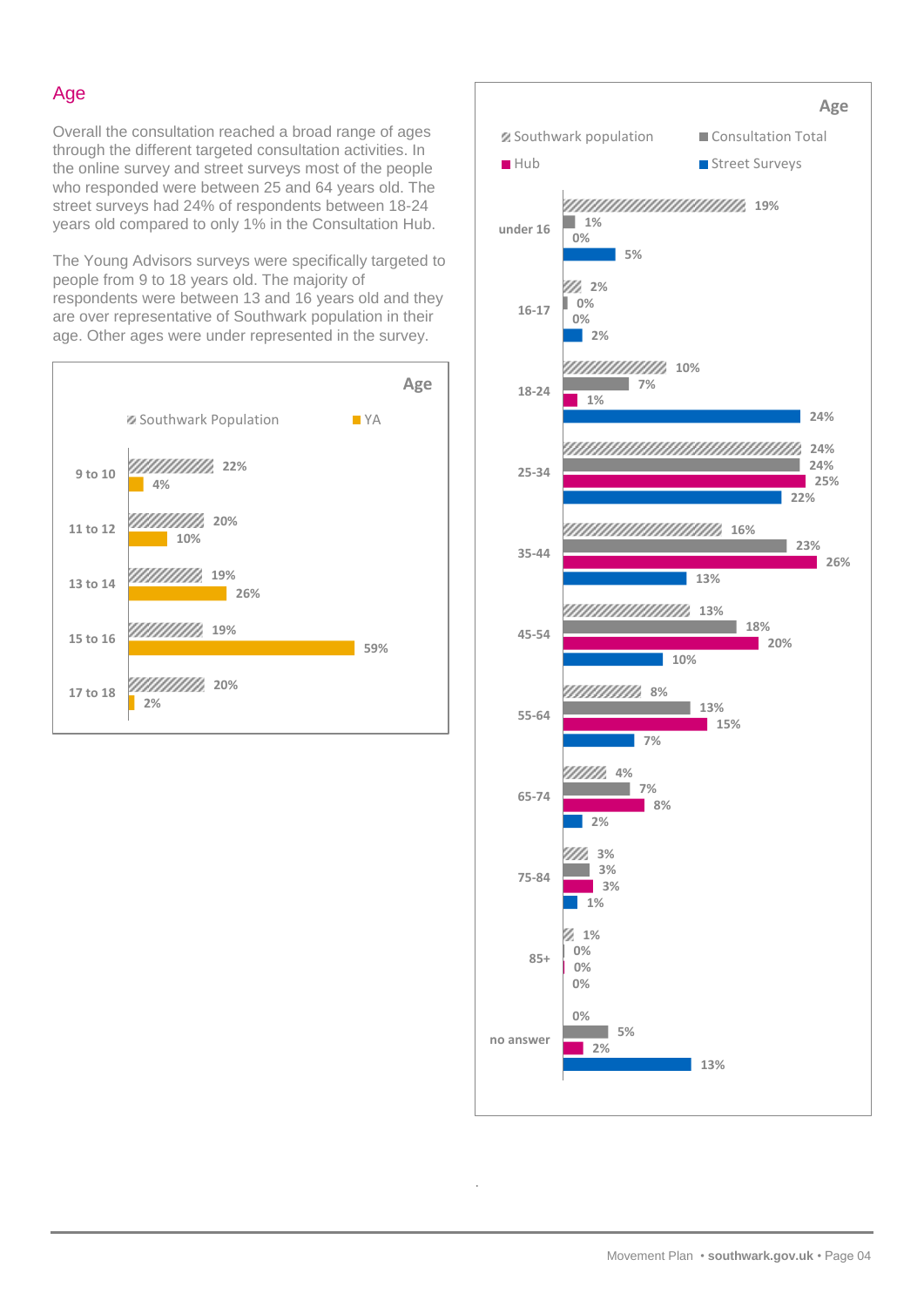## Age

Overall the consultation reached a broad range of ages through the different targeted consultation activities. In the online survey and street surveys most of the people who responded were between 25 and 64 years old. The street surveys had 24% of respondents between 18-24 years old compared to only 1% in the Consultation Hub.

The Young Advisors surveys were specifically targeted to people from 9 to 18 years old. The majority of respondents were between 13 and 16 years old and they are over representative of Southwark population in their age. Other ages were under represented in the survey.

**Age**

| Age | Southwark Population | YA |
|---|---|---|
| 9 to 10 | 22% | 4% |
| 11 to 12 | 20% | 10% |
| 13 to 14 | 19% | 26% |
| 15 to 16 | 19% | 59% |
| 17 to 18 | 20% | 2% |

**Age**

| Age | Southwark population | Consultation Total | Hub | Street Surveys |
|---|---|---|---|---|
| under 16 | 19% | 1% | 0% | 5% |
| 16-17 | 2% | 0% | 0% | 2% |
| 18-24 | 10% | 7% | 1% | 24% |
| 25-34 | 24% | 24% | 25% | 22% |
| 35-44 | 16% | 23% | 26% | 13% |
| 45-54 | 13% | 18% | 20% | 10% |
| 55-64 | 8% | 13% | 15% | 7% |
| 65-74 | 4% | 7% | 8% | 2% |
| 75-84 | 3% | 3% | 3% | 1% |
| 85+ | 1% | 0% | 0% | 0% |
| no answer | 0% | 5% | 2% | 13% |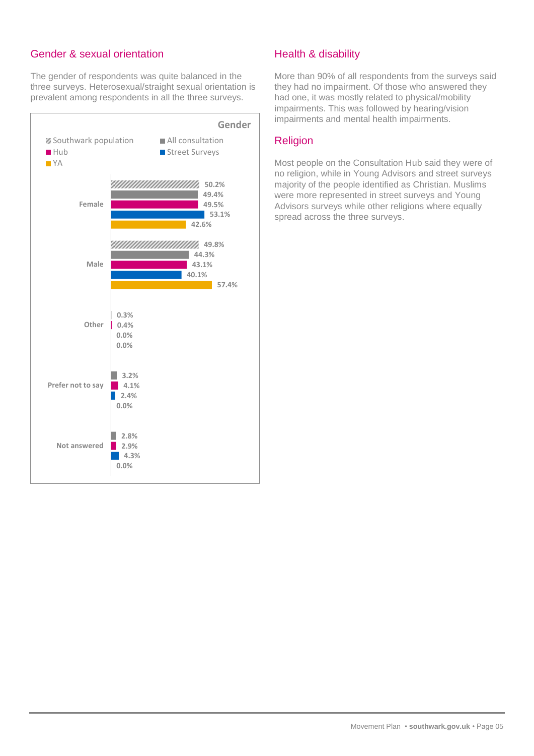## Gender & sexual orientation

The gender of respondents was quite balanced in the three surveys. Heterosexual/straight sexual orientation is prevalent among respondents in all the three surveys.

**Gender**

| | Southwark population | All consultation | Hub | Street Surveys | YA |
|---|---|---|---|---|---|
| Female | 50.2% | 49.4% | 49.5% | 53.1% | 42.6% |
| Male | 49.8% | 44.3% | 43.1% | 40.1% | 57.4% |
| Other | | 0.3% | 0.4% | 0.0% | 0.0% |
| Prefer not to say | | 3.2% | 4.1% | 2.4% | 0.0% |
| Not answered | | 2.8% | 2.9% | 4.3% | 0.0% |

## Health & disability

More than 90% of all respondents from the surveys said they had no impairment. Of those who answered they had one, it was mostly related to physical/mobility impairments. This was followed by hearing/vision impairments and mental health impairments.

## Religion

Most people on the Consultation Hub said they were of no religion, while in Young Advisors and street surveys majority of the people identified as Christian. Muslims were more represented in street surveys and Young Advisors surveys while other religions where equally spread across the three surveys.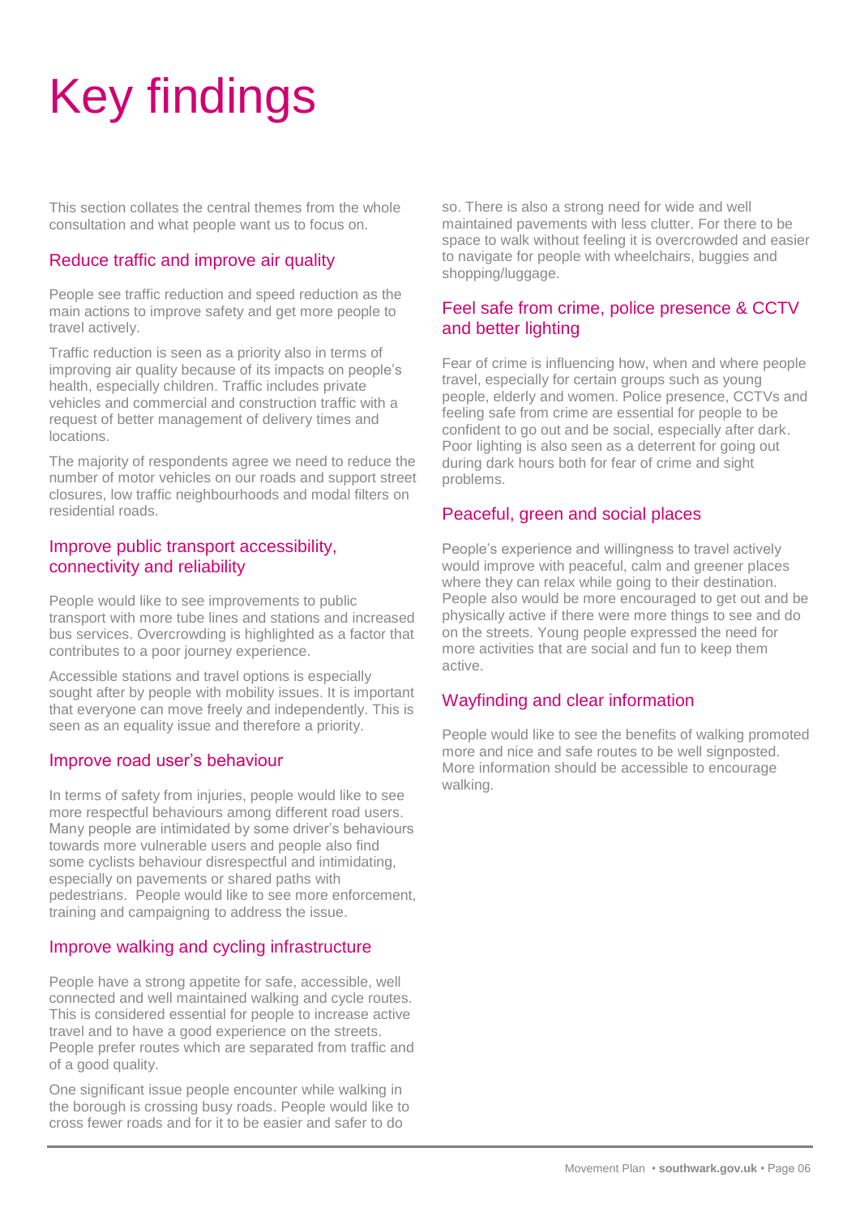# Key findings

This section collates the central themes from the whole consultation and what people want us to focus on.

## Reduce traffic and improve air quality

People see traffic reduction and speed reduction as the main actions to improve safety and get more people to travel actively.

Traffic reduction is seen as a priority also in terms of improving air quality because of its impacts on people's health, especially children. Traffic includes private vehicles and commercial and construction traffic with a request of better management of delivery times and locations.

The majority of respondents agree we need to reduce the number of motor vehicles on our roads and support street closures, low traffic neighbourhoods and modal filters on residential roads.

## Improve public transport accessibility, connectivity and reliability

People would like to see improvements to public transport with more tube lines and stations and increased bus services. Overcrowding is highlighted as a factor that contributes to a poor journey experience.

Accessible stations and travel options is especially sought after by people with mobility issues. It is important that everyone can move freely and independently. This is seen as an equality issue and therefore a priority.

## Improve road user's behaviour

In terms of safety from injuries, people would like to see more respectful behaviours among different road users. Many people are intimidated by some driver's behaviours towards more vulnerable users and people also find some cyclists behaviour disrespectful and intimidating, especially on pavements or shared paths with pedestrians. People would like to see more enforcement, training and campaigning to address the issue.

## Improve walking and cycling infrastructure

People have a strong appetite for safe, accessible, well connected and well maintained walking and cycle routes. This is considered essential for people to increase active travel and to have a good experience on the streets. People prefer routes which are separated from traffic and of a good quality.

One significant issue people encounter while walking in the borough is crossing busy roads. People would like to cross fewer roads and for it to be easier and safer to do so. There is also a strong need for wide and well maintained pavements with less clutter. For there to be space to walk without feeling it is overcrowded and easier to navigate for people with wheelchairs, buggies and shopping/luggage.

## Feel safe from crime, police presence & CCTV and better lighting

Fear of crime is influencing how, when and where people travel, especially for certain groups such as young people, elderly and women. Police presence, CCTVs and feeling safe from crime are essential for people to be confident to go out and be social, especially after dark. Poor lighting is also seen as a deterrent for going out during dark hours both for fear of crime and sight problems.

## Peaceful, green and social places

People's experience and willingness to travel actively would improve with peaceful, calm and greener places where they can relax while going to their destination. People also would be more encouraged to get out and be physically active if there were more things to see and do on the streets. Young people expressed the need for more activities that are social and fun to keep them active.

## Wayfinding and clear information

People would like to see the benefits of walking promoted more and nice and safe routes to be well signposted. More information should be accessible to encourage walking.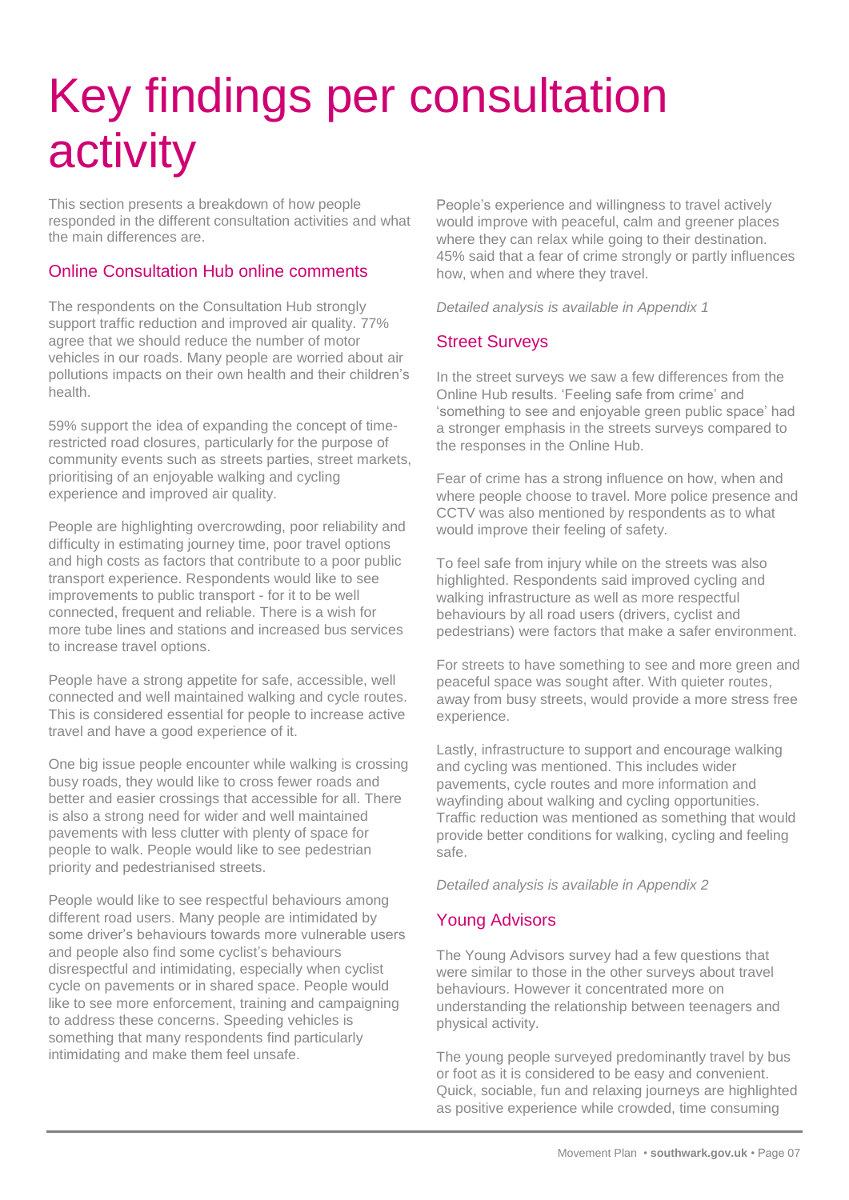# Key findings per consultation activity

This section presents a breakdown of how people responded in the different consultation activities and what the main differences are.

## Online Consultation Hub online comments

The respondents on the Consultation Hub strongly support traffic reduction and improved air quality. 77% agree that we should reduce the number of motor vehicles in our roads. Many people are worried about air pollutions impacts on their own health and their children's health.

59% support the idea of expanding the concept of time-restricted road closures, particularly for the purpose of community events such as streets parties, street markets, prioritising of an enjoyable walking and cycling experience and improved air quality.

People are highlighting overcrowding, poor reliability and difficulty in estimating journey time, poor travel options and high costs as factors that contribute to a poor public transport experience. Respondents would like to see improvements to public transport - for it to be well connected, frequent and reliable. There is a wish for more tube lines and stations and increased bus services to increase travel options.

People have a strong appetite for safe, accessible, well connected and well maintained walking and cycle routes. This is considered essential for people to increase active travel and have a good experience of it.

One big issue people encounter while walking is crossing busy roads, they would like to cross fewer roads and better and easier crossings that accessible for all. There is also a strong need for wider and well maintained pavements with less clutter with plenty of space for people to walk. People would like to see pedestrian priority and pedestrianised streets.

People would like to see respectful behaviours among different road users. Many people are intimidated by some driver's behaviours towards more vulnerable users and people also find some cyclist's behaviours disrespectful and intimidating, especially when cyclist cycle on pavements or in shared space. People would like to see more enforcement, training and campaigning to address these concerns. Speeding vehicles is something that many respondents find particularly intimidating and make them feel unsafe.

People's experience and willingness to travel actively would improve with peaceful, calm and greener places where they can relax while going to their destination. 45% said that a fear of crime strongly or partly influences how, when and where they travel.

*Detailed analysis is available in Appendix 1*

## Street Surveys

In the street surveys we saw a few differences from the Online Hub results. 'Feeling safe from crime' and 'something to see and enjoyable green public space' had a stronger emphasis in the streets surveys compared to the responses in the Online Hub.

Fear of crime has a strong influence on how, when and where people choose to travel. More police presence and CCTV was also mentioned by respondents as to what would improve their feeling of safety.

To feel safe from injury while on the streets was also highlighted. Respondents said improved cycling and walking infrastructure as well as more respectful behaviours by all road users (drivers, cyclist and pedestrians) were factors that make a safer environment.

For streets to have something to see and more green and peaceful space was sought after. With quieter routes, away from busy streets, would provide a more stress free experience.

Lastly, infrastructure to support and encourage walking and cycling was mentioned. This includes wider pavements, cycle routes and more information and wayfinding about walking and cycling opportunities. Traffic reduction was mentioned as something that would provide better conditions for walking, cycling and feeling safe.

*Detailed analysis is available in Appendix 2*

## Young Advisors

The Young Advisors survey had a few questions that were similar to those in the other surveys about travel behaviours. However it concentrated more on understanding the relationship between teenagers and physical activity.

The young people surveyed predominantly travel by bus or foot as it is considered to be easy and convenient. Quick, sociable, fun and relaxing journeys are highlighted as positive experience while crowded, time consuming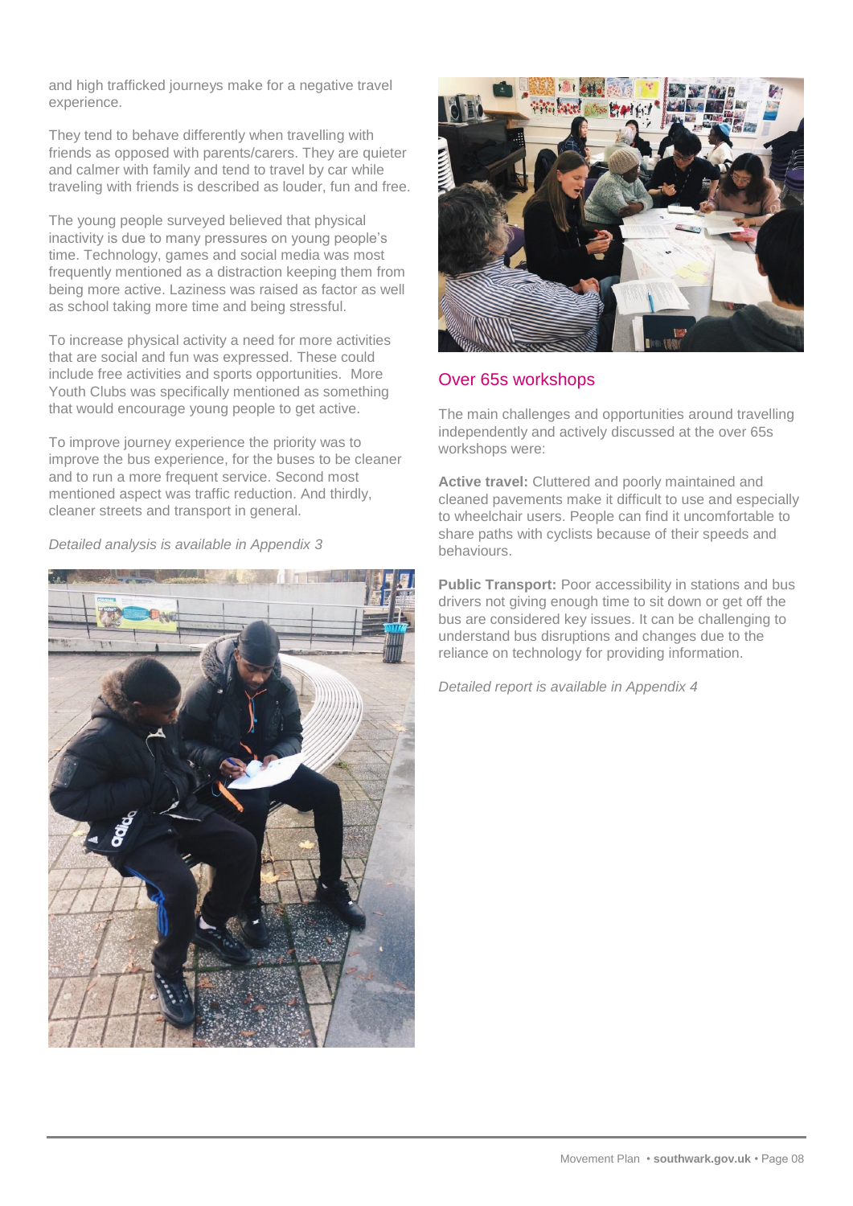and high trafficked journeys make for a negative travel experience.

They tend to behave differently when travelling with friends as opposed with parents/carers. They are quieter and calmer with family and tend to travel by car while traveling with friends is described as louder, fun and free.

The young people surveyed believed that physical inactivity is due to many pressures on young people's time. Technology, games and social media was most frequently mentioned as a distraction keeping them from being more active. Laziness was raised as factor as well as school taking more time and being stressful.

To increase physical activity a need for more activities that are social and fun was expressed. These could include free activities and sports opportunities. More Youth Clubs was specifically mentioned as something that would encourage young people to get active.

To improve journey experience the priority was to improve the bus experience, for the buses to be cleaner and to run a more frequent service. Second most mentioned aspect was traffic reduction. And thirdly, cleaner streets and transport in general.

*Detailed analysis is available in Appendix 3*

## Over 65s workshops

The main challenges and opportunities around travelling independently and actively discussed at the over 65s workshops were:

**Active travel:** Cluttered and poorly maintained and cleaned pavements make it difficult to use and especially to wheelchair users. People can find it uncomfortable to share paths with cyclists because of their speeds and behaviours.

**Public Transport:** Poor accessibility in stations and bus drivers not giving enough time to sit down or get off the bus are considered key issues. It can be challenging to understand bus disruptions and changes due to the reliance on technology for providing information.

*Detailed report is available in Appendix 4*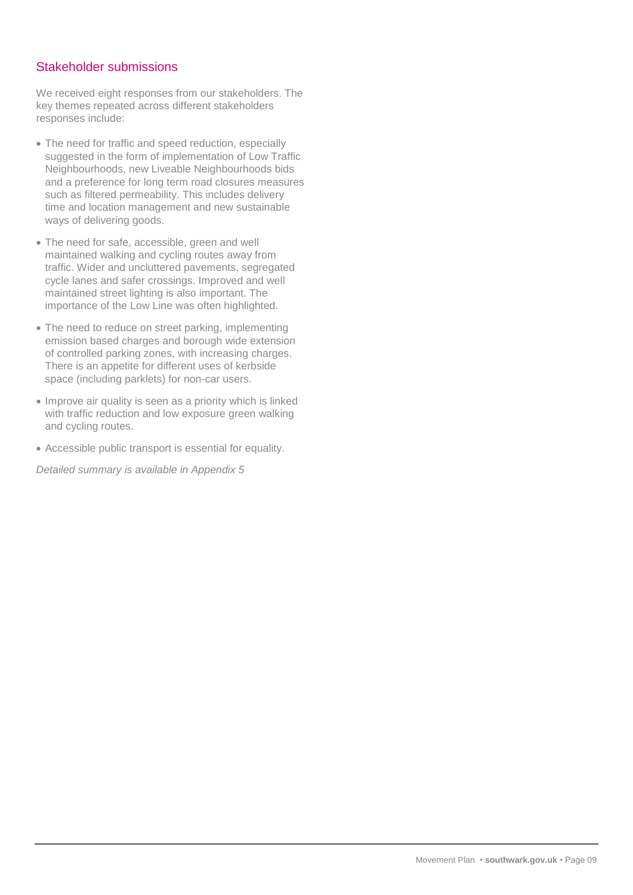## Stakeholder submissions

We received eight responses from our stakeholders. The key themes repeated across different stakeholders responses include:

- The need for traffic and speed reduction, especially suggested in the form of implementation of Low Traffic Neighbourhoods, new Liveable Neighbourhoods bids and a preference for long term road closures measures such as filtered permeability. This includes delivery time and location management and new sustainable ways of delivering goods.
- The need for safe, accessible, green and well maintained walking and cycling routes away from traffic. Wider and uncluttered pavements, segregated cycle lanes and safer crossings. Improved and well maintained street lighting is also important. The importance of the Low Line was often highlighted.
- The need to reduce on street parking, implementing emission based charges and borough wide extension of controlled parking zones, with increasing charges. There is an appetite for different uses of kerbside space (including parklets) for non-car users.
- Improve air quality is seen as a priority which is linked with traffic reduction and low exposure green walking and cycling routes.
- Accessible public transport is essential for equality.

*Detailed summary is available in Appendix 5*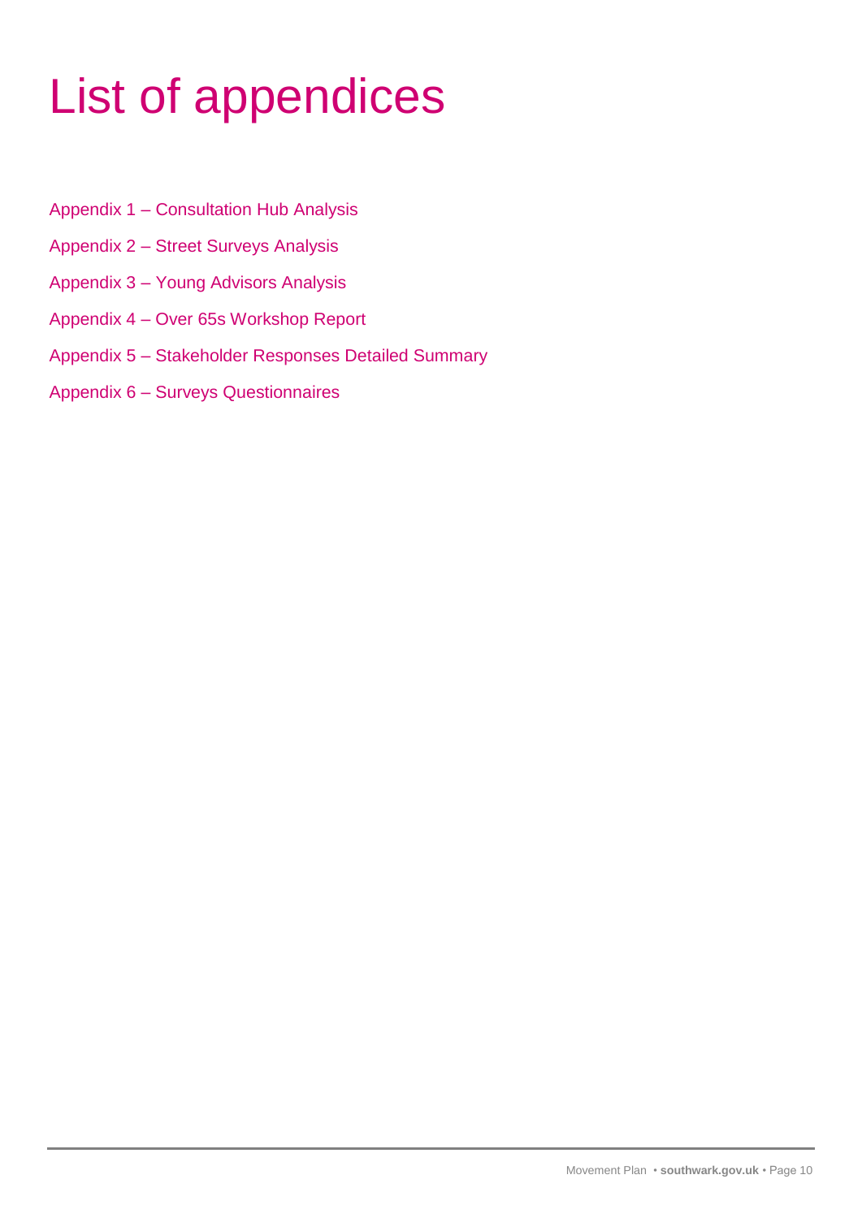# List of appendices

Appendix 1 – Consultation Hub Analysis

Appendix 2 – Street Surveys Analysis

Appendix 3 – Young Advisors Analysis

Appendix 4 – Over 65s Workshop Report

Appendix 5 – Stakeholder Responses Detailed Summary

Appendix 6 – Surveys Questionnaires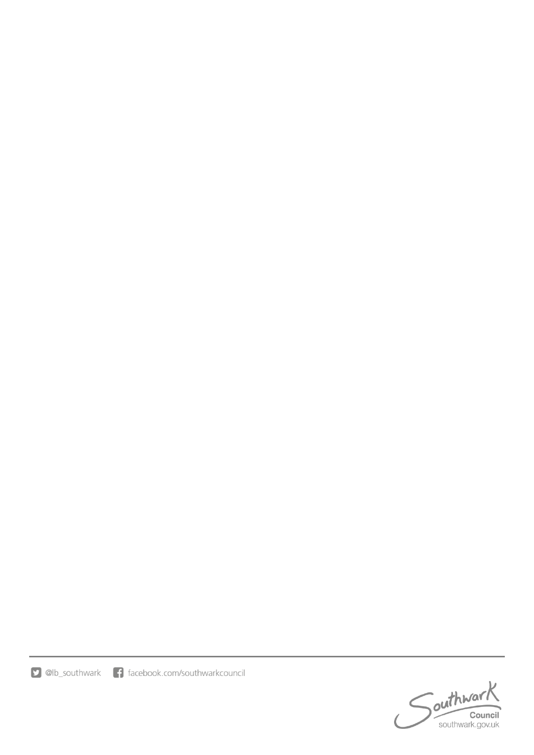@lb_southwark facebook.com/southwarkcouncil

Southwark Council
southwark.gov.uk